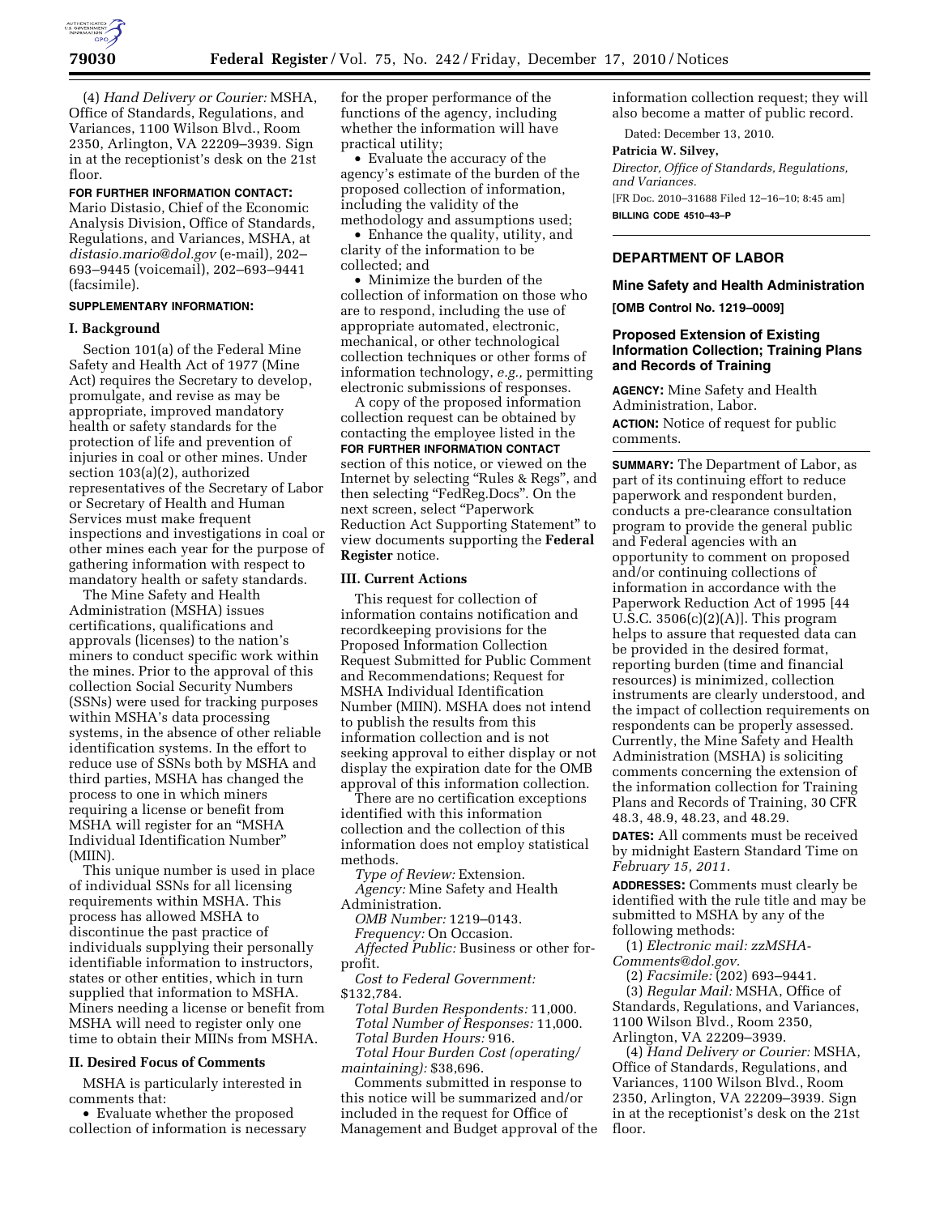(4) *Hand Delivery or Courier:* MSHA, Office of Standards, Regulations, and Variances, 1100 Wilson Blvd., Room 2350, Arlington, VA 22209–3939. Sign in at the receptionist's desk on the 21st floor.

**FOR FURTHER INFORMATION CONTACT:** Mario Distasio, Chief of the Economic Analysis Division, Office of Standards, Regulations, and Variances, MSHA, at *distasio.mario@dol.gov* (e-mail), 202–693–9445 (voicemail), 202–693–9441 (facsimile).

**SUPPLEMENTARY INFORMATION:**

**I. Background**

Section 101(a) of the Federal Mine Safety and Health Act of 1977 (Mine Act) requires the Secretary to develop, promulgate, and revise as may be appropriate, improved mandatory health or safety standards for the protection of life and prevention of injuries in coal or other mines. Under section 103(a)(2), authorized representatives of the Secretary of Labor or Secretary of Health and Human Services must make frequent inspections and investigations in coal or other mines each year for the purpose of gathering information with respect to mandatory health or safety standards.

The Mine Safety and Health Administration (MSHA) issues certifications, qualifications and approvals (licenses) to the nation's miners to conduct specific work within the mines. Prior to the approval of this collection Social Security Numbers (SSNs) were used for tracking purposes within MSHA's data processing systems, in the absence of other reliable identification systems. In the effort to reduce use of SSNs both by MSHA and third parties, MSHA has changed the process to one in which miners requiring a license or benefit from MSHA will register for an "MSHA Individual Identification Number" (MIIN).

This unique number is used in place of individual SSNs for all licensing requirements within MSHA. This process has allowed MSHA to discontinue the past practice of individuals supplying their personally identifiable information to instructors, states or other entities, which in turn supplied that information to MSHA. Miners needing a license or benefit from MSHA will need to register only one time to obtain their MIINs from MSHA.

**II. Desired Focus of Comments**

MSHA is particularly interested in comments that:

- Evaluate whether the proposed collection of information is necessary for the proper performance of the functions of the agency, including whether the information will have practical utility;
- Evaluate the accuracy of the agency's estimate of the burden of the proposed collection of information, including the validity of the methodology and assumptions used;
- Enhance the quality, utility, and clarity of the information to be collected; and
- Minimize the burden of the collection of information on those who are to respond, including the use of appropriate automated, electronic, mechanical, or other technological collection techniques or other forms of information technology, *e.g.,* permitting electronic submissions of responses.

A copy of the proposed information collection request can be obtained by contacting the employee listed in the **FOR FURTHER INFORMATION CONTACT** section of this notice, or viewed on the Internet by selecting "Rules & Regs", and then selecting "FedReg.Docs". On the next screen, select "Paperwork Reduction Act Supporting Statement" to view documents supporting the **Federal Register** notice.

**III. Current Actions**

This request for collection of information contains notification and recordkeeping provisions for the Proposed Information Collection Request Submitted for Public Comment and Recommendations; Request for MSHA Individual Identification Number (MIIN). MSHA does not intend to publish the results from this information collection and is not seeking approval to either display or not display the expiration date for the OMB approval of this information collection.

There are no certification exceptions identified with this information collection and the collection of this information does not employ statistical methods.

*Type of Review:* Extension.
*Agency:* Mine Safety and Health Administration.
*OMB Number:* 1219–0143.
*Frequency:* On Occasion.
*Affected Public:* Business or other for-profit.
*Cost to Federal Government:* $132,784.
*Total Burden Respondents:* 11,000.
*Total Number of Responses:* 11,000.
*Total Burden Hours:* 916.
*Total Hour Burden Cost (operating/maintaining):* $38,696.

Comments submitted in response to this notice will be summarized and/or included in the request for Office of Management and Budget approval of the information collection request; they will also become a matter of public record.

Dated: December 13, 2010.

**Patricia W. Silvey,**
*Director, Office of Standards, Regulations, and Variances.*

[FR Doc. 2010–31688 Filed 12–16–10; 8:45 am]

**BILLING CODE 4510–43–P**

---

## DEPARTMENT OF LABOR

### Mine Safety and Health Administration

**[OMB Control No. 1219–0009]**

### Proposed Extension of Existing Information Collection; Training Plans and Records of Training

**AGENCY:** Mine Safety and Health Administration, Labor.

**ACTION:** Notice of request for public comments.

**SUMMARY:** The Department of Labor, as part of its continuing effort to reduce paperwork and respondent burden, conducts a pre-clearance consultation program to provide the general public and Federal agencies with an opportunity to comment on proposed and/or continuing collections of information in accordance with the Paperwork Reduction Act of 1995 [44 U.S.C. 3506(c)(2)(A)]. This program helps to assure that requested data can be provided in the desired format, reporting burden (time and financial resources) is minimized, collection instruments are clearly understood, and the impact of collection requirements on respondents can be properly assessed. Currently, the Mine Safety and Health Administration (MSHA) is soliciting comments concerning the extension of the information collection for Training Plans and Records of Training, 30 CFR 48.3, 48.9, 48.23, and 48.29.

**DATES:** All comments must be received by midnight Eastern Standard Time on *February 15, 2011*.

**ADDRESSES:** Comments must clearly be identified with the rule title and may be submitted to MSHA by any of the following methods:

(1) *Electronic mail: zzMSHA-Comments@dol.gov.*

(2) *Facsimile:* (202) 693–9441.

(3) *Regular Mail:* MSHA, Office of Standards, Regulations, and Variances, 1100 Wilson Blvd., Room 2350, Arlington, VA 22209–3939.

(4) *Hand Delivery or Courier:* MSHA, Office of Standards, Regulations, and Variances, 1100 Wilson Blvd., Room 2350, Arlington, VA 22209–3939. Sign in at the receptionist's desk on the 21st floor.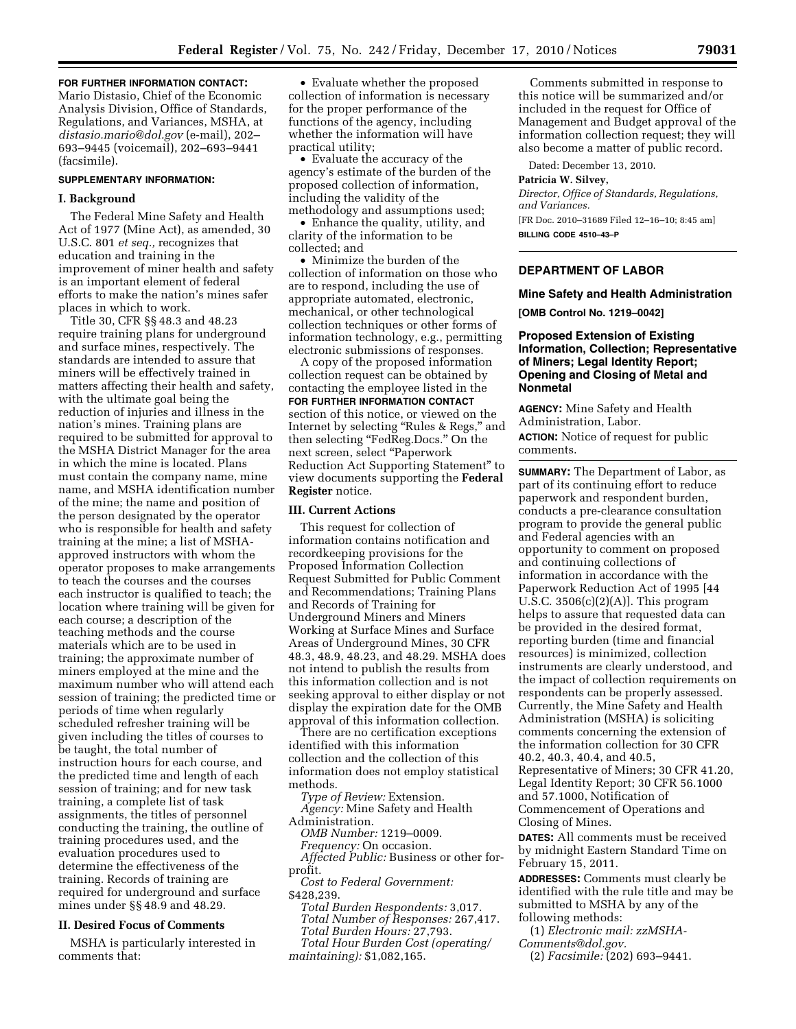**FOR FURTHER INFORMATION CONTACT:** Mario Distasio, Chief of the Economic Analysis Division, Office of Standards, Regulations, and Variances, MSHA, at *distasio.mario@dol.gov* (e-mail), 202–693–9445 (voicemail), 202–693–9441 (facsimile).

**SUPPLEMENTARY INFORMATION:**

**I. Background**

The Federal Mine Safety and Health Act of 1977 (Mine Act), as amended, 30 U.S.C. 801 *et seq.,* recognizes that education and training in the improvement of miner health and safety is an important element of federal efforts to make the nation's mines safer places in which to work.

Title 30, CFR §§ 48.3 and 48.23 require training plans for underground and surface mines, respectively. The standards are intended to assure that miners will be effectively trained in matters affecting their health and safety, with the ultimate goal being the reduction of injuries and illness in the nation's mines. Training plans are required to be submitted for approval to the MSHA District Manager for the area in which the mine is located. Plans must contain the company name, mine name, and MSHA identification number of the mine; the name and position of the person designated by the operator who is responsible for health and safety training at the mine; a list of MSHA-approved instructors with whom the operator proposes to make arrangements to teach the courses and the courses each instructor is qualified to teach; the location where training will be given for each course; a description of the teaching methods and the course materials which are to be used in training; the approximate number of miners employed at the mine and the maximum number who will attend each session of training; the predicted time or periods of time when regularly scheduled refresher training will be given including the titles of courses to be taught, the total number of instruction hours for each course, and the predicted time and length of each session of training; and for new task training, a complete list of task assignments, the titles of personnel conducting the training, the outline of training procedures used, and the evaluation procedures used to determine the effectiveness of the training. Records of training are required for underground and surface mines under §§ 48.9 and 48.29.

**II. Desired Focus of Comments**

MSHA is particularly interested in comments that:

- Evaluate whether the proposed collection of information is necessary for the proper performance of the functions of the agency, including whether the information will have practical utility;
- Evaluate the accuracy of the agency's estimate of the burden of the proposed collection of information, including the validity of the methodology and assumptions used;
- Enhance the quality, utility, and clarity of the information to be collected; and
- Minimize the burden of the collection of information on those who are to respond, including the use of appropriate automated, electronic, mechanical, or other technological collection techniques or other forms of information technology, e.g., permitting electronic submissions of responses.

A copy of the proposed information collection request can be obtained by contacting the employee listed in the **FOR FURTHER INFORMATION CONTACT** section of this notice, or viewed on the Internet by selecting "Rules & Regs," and then selecting "FedReg.Docs." On the next screen, select "Paperwork Reduction Act Supporting Statement" to view documents supporting the **Federal Register** notice.

**III. Current Actions**

This request for collection of information contains notification and recordkeeping provisions for the Proposed Information Collection Request Submitted for Public Comment and Recommendations; Training Plans and Records of Training for Underground Miners and Miners Working at Surface Mines and Surface Areas of Underground Mines, 30 CFR 48.3, 48.9, 48.23, and 48.29. MSHA does not intend to publish the results from this information collection and is not seeking approval to either display or not display the expiration date for the OMB approval of this information collection.

There are no certification exceptions identified with this information collection and the collection of this information does not employ statistical methods.

*Type of Review:* Extension.
*Agency:* Mine Safety and Health Administration.
*OMB Number:* 1219–0009.
*Frequency:* On occasion.
*Affected Public:* Business or other for-profit.
*Cost to Federal Government:* \$428,239.
*Total Burden Respondents:* 3,017.
*Total Number of Responses:* 267,417.
*Total Burden Hours:* 27,793.
*Total Hour Burden Cost (operating/maintaining):* \$1,082,165.

Comments submitted in response to this notice will be summarized and/or included in the request for Office of Management and Budget approval of the information collection request; they will also become a matter of public record.

Dated: December 13, 2010.

**Patricia W. Silvey,**

*Director, Office of Standards, Regulations, and Variances.*

[FR Doc. 2010–31689 Filed 12–16–10; 8:45 am]

**BILLING CODE 4510–43–P**

---

**DEPARTMENT OF LABOR**

**Mine Safety and Health Administration**

**[OMB Control No. 1219–0042]**

## Proposed Extension of Existing Information, Collection; Representative of Miners; Legal Identity Report; Opening and Closing of Metal and Nonmetal

**AGENCY:** Mine Safety and Health Administration, Labor.

**ACTION:** Notice of request for public comments.

**SUMMARY:** The Department of Labor, as part of its continuing effort to reduce paperwork and respondent burden, conducts a pre-clearance consultation program to provide the general public and Federal agencies with an opportunity to comment on proposed and continuing collections of information in accordance with the Paperwork Reduction Act of 1995 [44 U.S.C. 3506(c)(2)(A)]. This program helps to assure that requested data can be provided in the desired format, reporting burden (time and financial resources) is minimized, collection instruments are clearly understood, and the impact of collection requirements on respondents can be properly assessed. Currently, the Mine Safety and Health Administration (MSHA) is soliciting comments concerning the extension of the information collection for 30 CFR 40.2, 40.3, 40.4, and 40.5, Representative of Miners; 30 CFR 41.20, Legal Identity Report; 30 CFR 56.1000 and 57.1000, Notification of Commencement of Operations and Closing of Mines.

**DATES:** All comments must be received by midnight Eastern Standard Time on February 15, 2011.

**ADDRESSES:** Comments must clearly be identified with the rule title and may be submitted to MSHA by any of the following methods:

(1) *Electronic mail: zzMSHA-Comments@dol.gov.*

(2) *Facsimile:* (202) 693–9441.